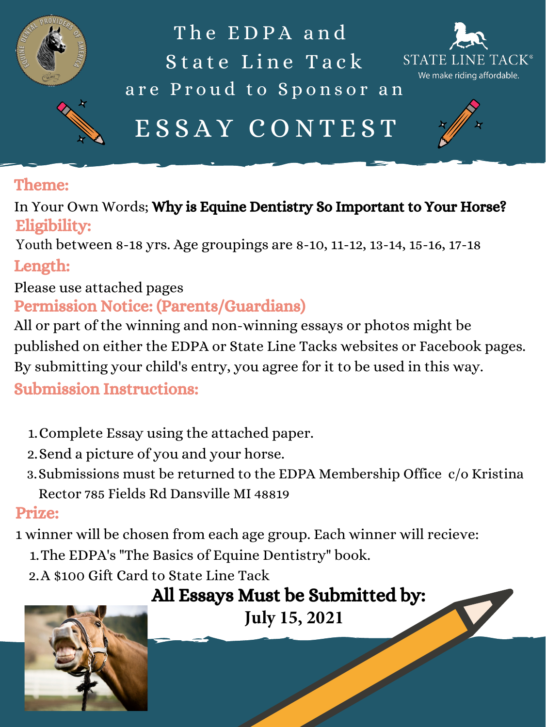# The EDPA and State Line Tack are Proud to Sponsor an

# ESSAY CONTEST

STATE LINE TACK®
We make riding affordable.

## Theme:

In Your Own Words; **Why is Equine Dentistry So Important to Your Horse?**

## Eligibility:

Youth between 8-18 yrs. Age groupings are 8-10, 11-12, 13-14, 15-16, 17-18

## Length:

Please use attached pages

## Permission Notice: (Parents/Guardians)

All or part of the winning and non-winning essays or photos might be published on either the EDPA or State Line Tacks websites or Facebook pages. By submitting your child's entry, you agree for it to be used in this way.

## Submission Instructions:

1. Complete Essay using the attached paper.
2. Send a picture of you and your horse.
3. Submissions must be returned to the EDPA Membership Office c/o Kristina Rector 785 Fields Rd Dansville MI 48819

## Prize:

1 winner will be chosen from each age group. Each winner will recieve:

1. The EDPA's "The Basics of Equine Dentistry" book.
2. A $100 Gift Card to State Line Tack

**All Essays Must be Submitted by:**
**July 15, 2021**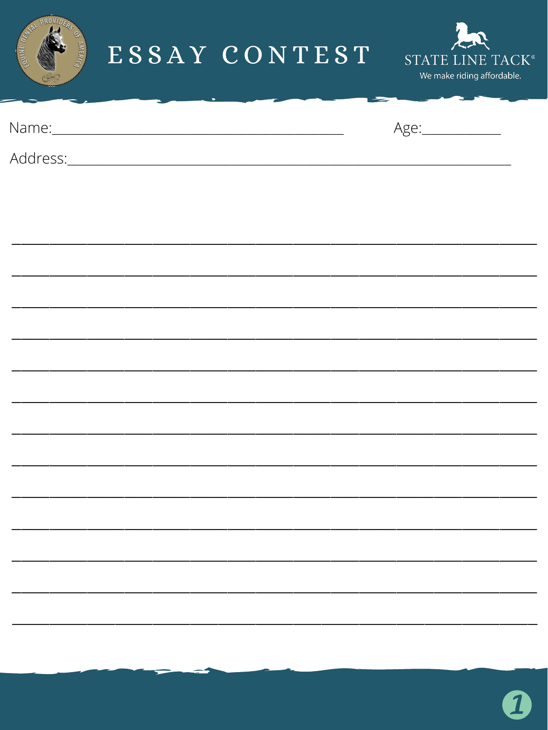# ESSAY CONTEST

EQUINE DENTAL PROVIDERS OF AMERICA

STATE LINE TACK®

We make riding affordable.

Name:\_\_\_\_\_\_\_\_\_\_\_\_\_\_\_\_\_\_\_\_\_\_\_\_\_\_\_\_\_\_\_\_\_\_\_\_\_\_\_\_ Age:\_\_\_\_\_\_\_\_\_\_\_

Address:\_\_\_\_\_\_\_\_\_\_\_\_\_\_\_\_\_\_\_\_\_\_\_\_\_\_\_\_\_\_\_\_\_\_\_\_\_\_\_\_\_\_\_\_\_\_\_\_\_\_\_\_\_\_\_\_\_\_\_\_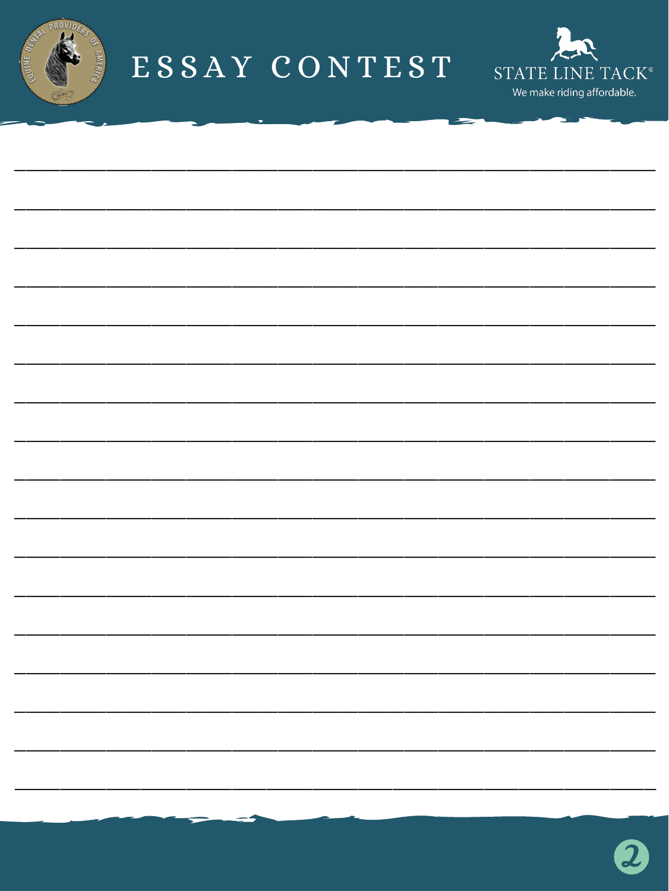# ESSAY CONTEST

STATE LINE TACK®

We make riding affordable.

_______________________________________________________________________________

_______________________________________________________________________________

_______________________________________________________________________________

_______________________________________________________________________________

_______________________________________________________________________________

_______________________________________________________________________________

_______________________________________________________________________________

_______________________________________________________________________________

_______________________________________________________________________________

_______________________________________________________________________________

_______________________________________________________________________________

_______________________________________________________________________________

_______________________________________________________________________________

_______________________________________________________________________________

_______________________________________________________________________________

_______________________________________________________________________________

_______________________________________________________________________________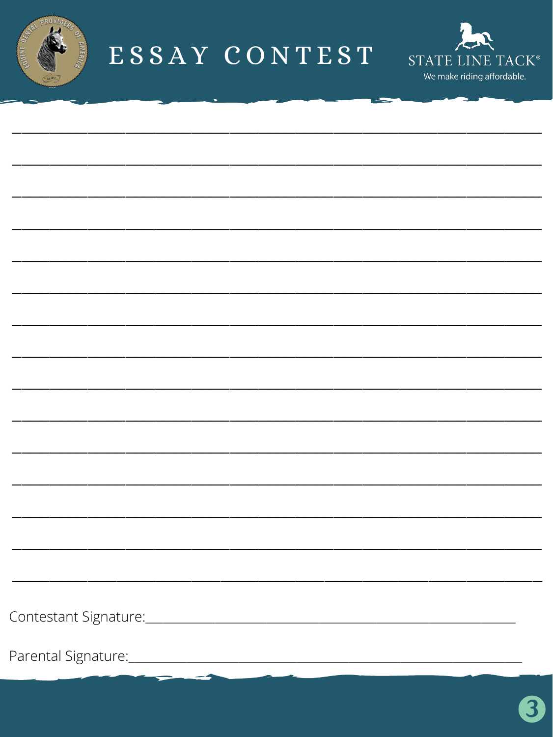# ESSAY CONTEST

STATE LINE TACK®

We make riding affordable.

_______________________________________________________________________________

_______________________________________________________________________________

_______________________________________________________________________________

_______________________________________________________________________________

_______________________________________________________________________________

_______________________________________________________________________________

_______________________________________________________________________________

_______________________________________________________________________________

_______________________________________________________________________________

_______________________________________________________________________________

_______________________________________________________________________________

_______________________________________________________________________________

_______________________________________________________________________________

_______________________________________________________________________________

_______________________________________________________________________________

Contestant Signature:_______________________________________________________

Parental Signature:_________________________________________________________